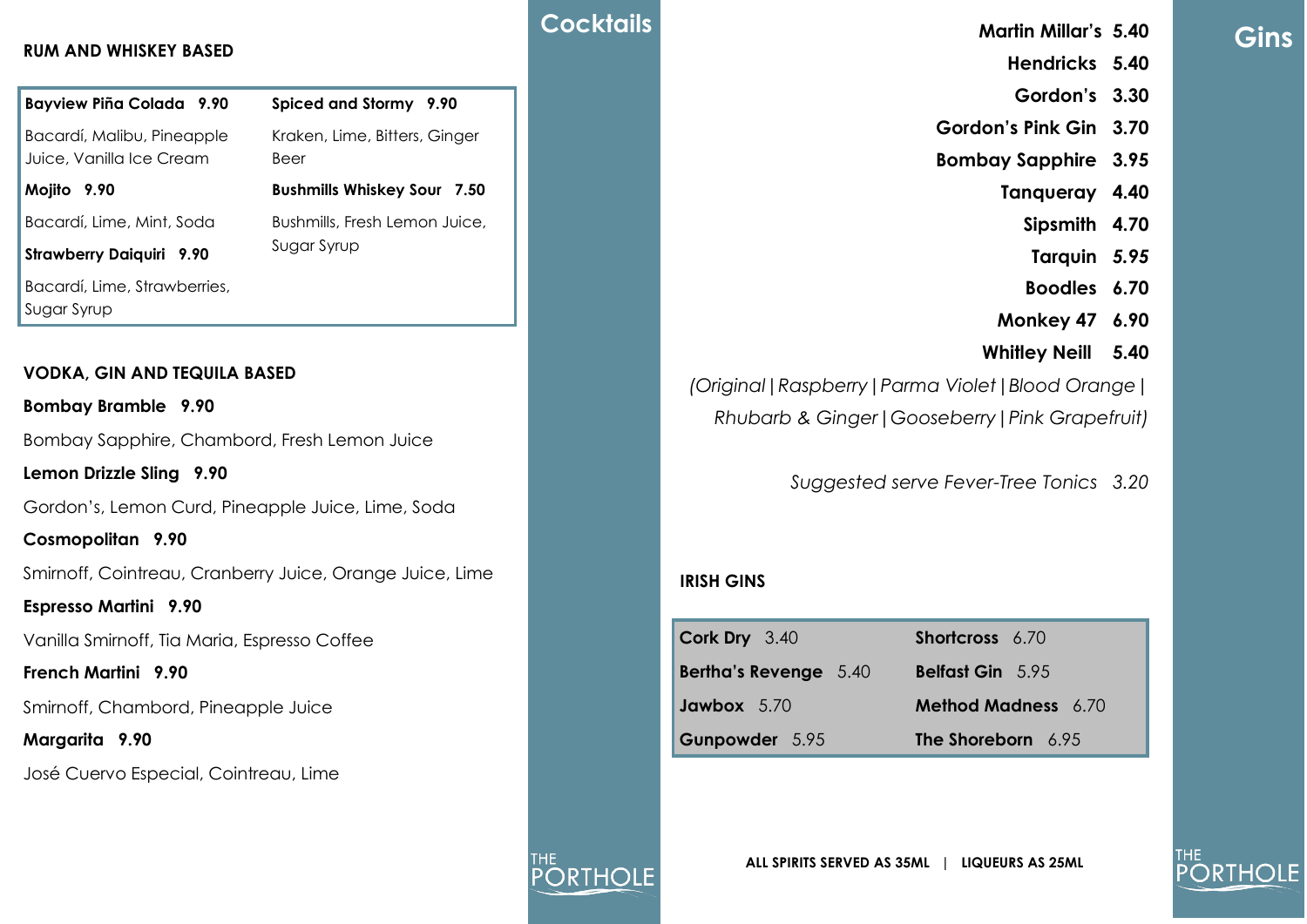# Cocktails

## RUM AND WHISKEY BASED

**Bayview Piña Colada 9.90**

Bacardí, Malibu, Pineapple Juice, Vanilla Ice Cream

**Mojito 9.90**

Bacardí, Lime, Mint, Soda

**Strawberry Daiquiri 9.90**

Bacardí, Lime, Strawberries, Sugar Syrup

**Spiced and Stormy 9.90**

Kraken, Lime, Bitters, Ginger Beer

**Bushmills Whiskey Sour 7.50**

Bushmills, Fresh Lemon Juice, Sugar Syrup

## VODKA, GIN AND TEQUILA BASED

**Bombay Bramble 9.90**

Bombay Sapphire, Chambord, Fresh Lemon Juice

**Lemon Drizzle Sling 9.90**

Gordon's, Lemon Curd, Pineapple Juice, Lime, Soda

**Cosmopolitan 9.90**

Smirnoff, Cointreau, Cranberry Juice, Orange Juice, Lime

**Espresso Martini 9.90**

Vanilla Smirnoff, Tia Maria, Espresso Coffee

**French Martini 9.90**

Smirnoff, Chambord, Pineapple Juice

**Margarita 9.90**

José Cuervo Especial, Cointreau, Lime

# Gins

**Martin Millar's 5.40**

**Hendricks 5.40**

**Gordon's 3.30**

**Gordon's Pink Gin 3.70**

**Bombay Sapphire 3.95**

**Tanqueray 4.40**

**Sipsmith 4.70**

**Tarquin 5.95**

**Boodles 6.70**

**Monkey 47 6.90**

**Whitley Neill 5.40**

*(Original | Raspberry | Parma Violet | Blood Orange | Rhubarb & Ginger | Gooseberry | Pink Grapefruit)*

*Suggested serve Fever-Tree Tonics 3.20*

## IRISH GINS

**Cork Dry** 3.40

**Bertha's Revenge** 5.40

**Jawbox** 5.70

**Gunpowder** 5.95

**Shortcross** 6.70

**Belfast Gin** 5.95

**Method Madness** 6.70

**The Shoreborn** 6.95

**ALL SPIRITS SERVED AS 35ML | LIQUEURS AS 25ML**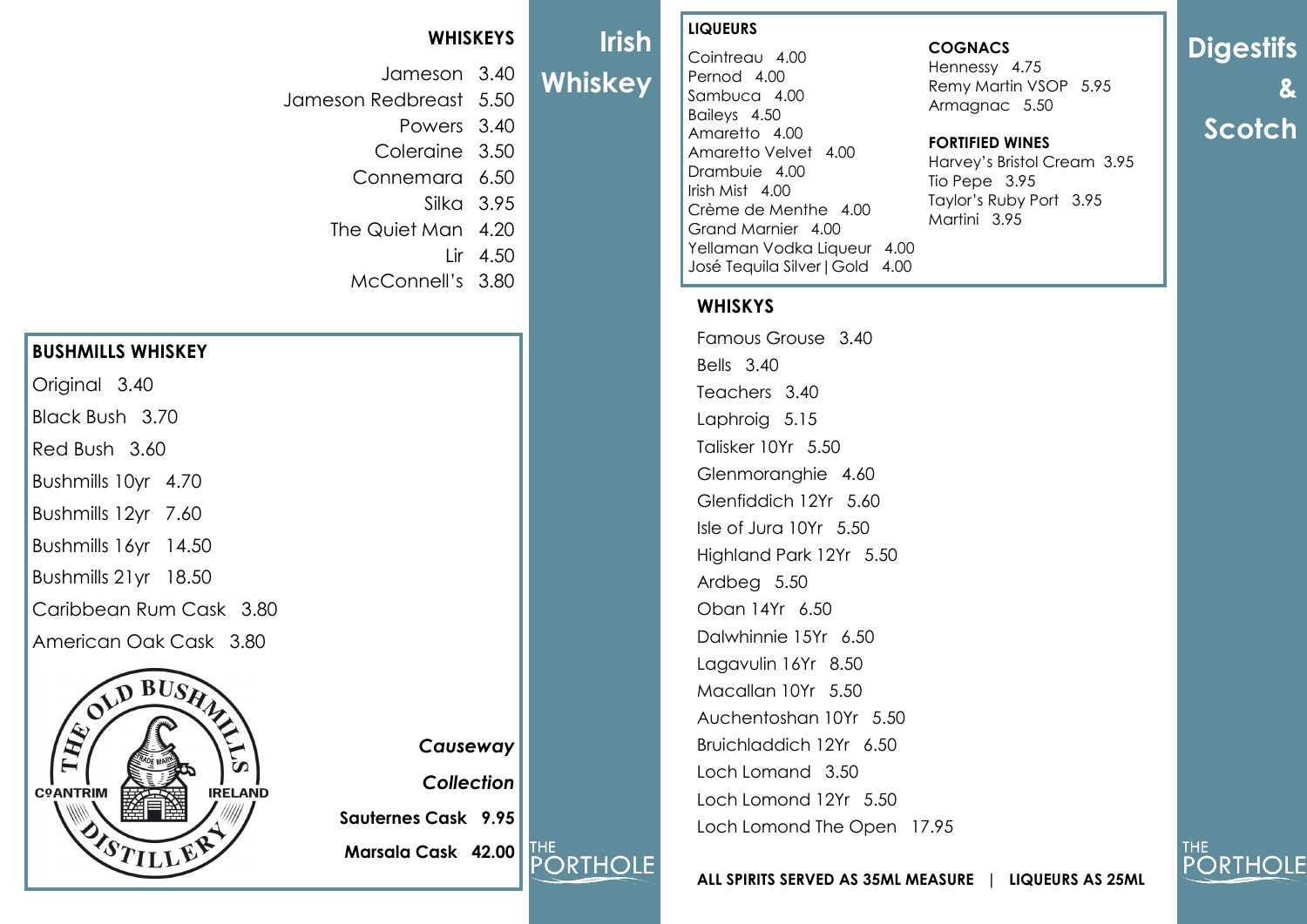# Irish Whiskey

## WHISKEYS

- Jameson 3.40
- Jameson Redbreast 5.50
- Powers 3.40
- Coleraine 3.50
- Connemara 6.50
- Silka 3.95
- The Quiet Man 4.20
- Lir 4.50
- McConnell's 3.80

## BUSHMILLS WHISKEY

- Original 3.40
- Black Bush 3.70
- Red Bush 3.60
- Bushmills 10yr 4.70
- Bushmills 12yr 7.60
- Bushmills 16yr 14.50
- Bushmills 21yr 18.50
- Caribbean Rum Cask 3.80
- American Oak Cask 3.80

THE OLD BUSHMILLS DISTILLERY
CO ANTRIM IRELAND

***Causeway Collection***

- **Sauternes Cask 9.95**
- **Marsala Cask 42.00**

THE PORTHOLE

# Digestifs & Scotch

## LIQUEURS

- Cointreau 4.00
- Pernod 4.00
- Sambuca 4.00
- Baileys 4.50
- Amaretto 4.00
- Amaretto Velvet 4.00
- Drambuie 4.00
- Irish Mist 4.00
- Crème de Menthe 4.00
- Grand Marnier 4.00
- Yellaman Vodka Liqueur 4.00
- José Tequila Silver | Gold 4.00

## COGNACS

- Hennessy 4.75
- Remy Martin VSOP 5.95
- Armagnac 5.50

## FORTIFIED WINES

- Harvey's Bristol Cream 3.95
- Tio Pepe 3.95
- Taylor's Ruby Port 3.95
- Martini 3.95

## WHISKYS

- Famous Grouse 3.40
- Bells 3.40
- Teachers 3.40
- Laphroig 5.15
- Talisker 10Yr 5.50
- Glenmoranghie 4.60
- Glenfiddich 12Yr 5.60
- Isle of Jura 10Yr 5.50
- Highland Park 12Yr 5.50
- Ardbeg 5.50
- Oban 14Yr 6.50
- Dalwhinnie 15Yr 6.50
- Lagavulin 16Yr 8.50
- Macallan 10Yr 5.50
- Auchentoshan 10Yr 5.50
- Bruichladdich 12Yr 6.50
- Loch Lomond 3.50
- Loch Lomond 12Yr 5.50
- Loch Lomond The Open 17.95

**ALL SPIRITS SERVED AS 35ML MEASURE | LIQUEURS AS 25ML**

THE PORTHOLE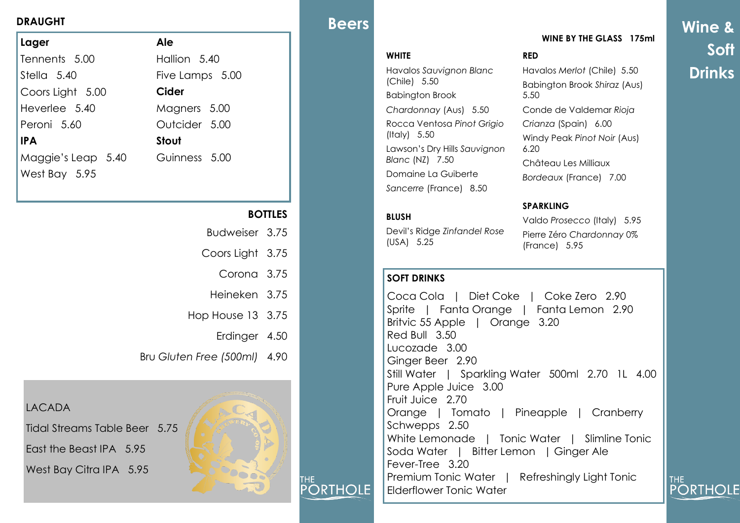# Beers

## DRAUGHT

**Lager**

Tennents 5.00
Stella 5.40
Coors Light 5.00
Heverlee 5.40
Peroni 5.60

**IPA**

Maggie's Leap 5.40
West Bay 5.95

**Ale**

Hallion 5.40
Five Lamps 5.00

**Cider**

Magners 5.00
Outcider 5.00

**Stout**

Guinness 5.00

## BOTTLES

Budweiser 3.75
Coors Light 3.75
Corona 3.75
Heineken 3.75
Hop House 13 3.75
Erdinger 4.50
Bru *Gluten Free (500ml)* 4.90

LACADA

Tidal Streams Table Beer 5.75
East the Beast IPA 5.95
West Bay Citra IPA 5.95

THE PORTHOLE

# Wine & Soft Drinks

## WINE BY THE GLASS 175ml

### WHITE

Havalos *Sauvignon Blanc* (Chile) 5.50
Babington Brook *Chardonnay* (Aus) 5.50
Rocca Ventosa *Pinot Grigio* (Italy) 5.50
Lawson's Dry Hills *Sauvignon Blanc* (NZ) 7.50
Domaine La Guiberte *Sancerre* (France) 8.50

### BLUSH

Devil's Ridge *Zinfandel Rose* (USA) 5.25

### RED

Havalos *Merlot* (Chile) 5.50
Babington Brook *Shiraz* (Aus) 5.50
Conde de Valdemar *Rioja Crianza* (Spain) 6.00
Windy Peak *Pinot Noir* (Aus) 6.20
Château Les Milliaux *Bordeaux* (France) 7.00

### SPARKLING

Valdo *Prosecco* (Italy) 5.95
Pierre Zéro *Chardonnay* 0% (France) 5.95

## SOFT DRINKS

Coca Cola | Diet Coke | Coke Zero 2.90
Sprite | Fanta Orange | Fanta Lemon 2.90
Britvic 55 Apple | Orange 3.20
Red Bull 3.50
Lucozade 3.00
Ginger Beer 2.90
Still Water | Sparkling Water 500ml 2.70 1L 4.00
Pure Apple Juice 3.00
Fruit Juice 2.70
Orange | Tomato | Pineapple | Cranberry
Schwepps 2.50
White Lemonade | Tonic Water | Slimline Tonic
Soda Water | Bitter Lemon | Ginger Ale
Fever-Tree 3.20
Premium Tonic Water | Refreshingly Light Tonic
Elderflower Tonic Water

THE PORTHOLE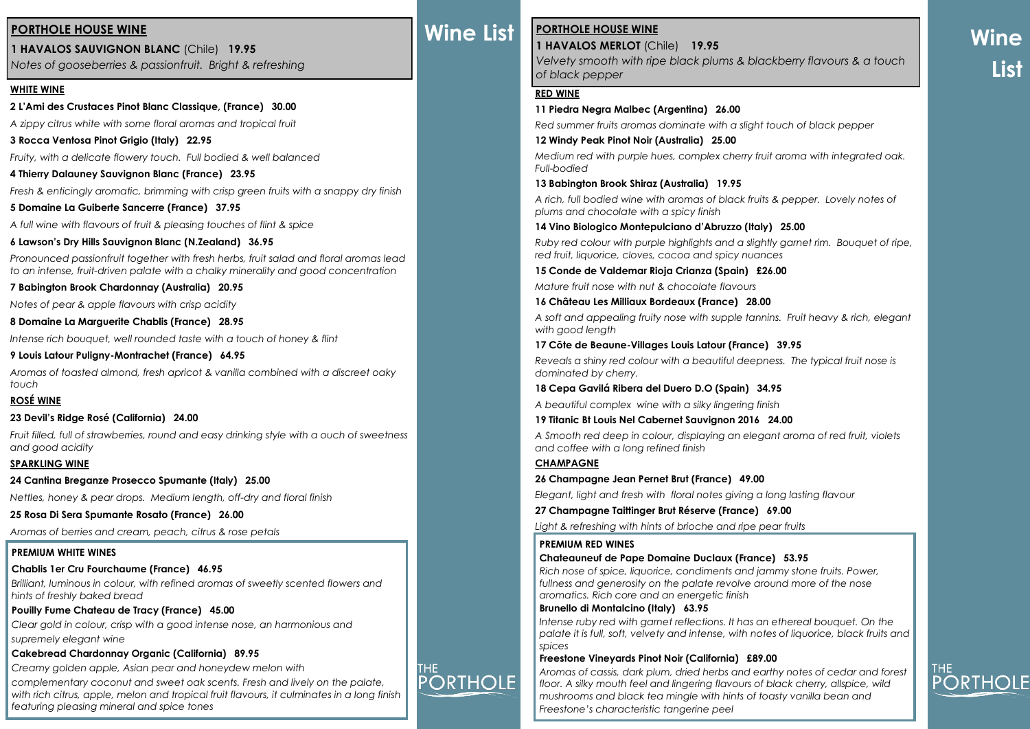# Wine List

## PORTHOLE HOUSE WINE

**1 HAVALOS SAUVIGNON BLANC** (Chile) **19.95**

*Notes of gooseberries & passionfruit. Bright & refreshing*

## WHITE WINE

**2 L'Ami des Crustaces Pinot Blanc Classique, (France) 30.00**

*A zippy citrus white with some floral aromas and tropical fruit*

**3 Rocca Ventosa Pinot Grigio (Italy) 22.95**

*Fruity, with a delicate flowery touch. Full bodied & well balanced*

**4 Thierry Dalauney Sauvignon Blanc (France) 23.95**

*Fresh & enticingly aromatic, brimming with crisp green fruits with a snappy dry finish*

**5 Domaine La Guiberte Sancerre (France) 37.95**

*A full wine with flavours of fruit & pleasing touches of flint & spice*

**6 Lawson's Dry Hills Sauvignon Blanc (N.Zealand) 36.95**

*Pronounced passionfruit together with fresh herbs, fruit salad and floral aromas lead to an intense, fruit-driven palate with a chalky minerality and good concentration*

**7 Babington Brook Chardonnay (Australia) 20.95**

*Notes of pear & apple flavours with crisp acidity*

**8 Domaine La Marguerite Chablis (France) 28.95**

*Intense rich bouquet, well rounded taste with a touch of honey & flint*

**9 Louis Latour Puligny-Montrachet (France) 64.95**

*Aromas of toasted almond, fresh apricot & vanilla combined with a discreet oaky touch*

## ROSÉ WINE

**23 Devil's Ridge Rosé (California) 24.00**

*Fruit filled, full of strawberries, round and easy drinking style with a ouch of sweetness and good acidity*

## SPARKLING WINE

**24 Cantina Breganze Prosecco Spumante (Italy) 25.00**

*Nettles, honey & pear drops. Medium length, off-dry and floral finish*

**25 Rosa Di Sera Spumante Rosato (France) 26.00**

*Aromas of berries and cream, peach, citrus & rose petals*

## PREMIUM WHITE WINES

**Chablis 1er Cru Fourchaume (France) 46.95**

*Brilliant, luminous in colour, with refined aromas of sweetly scented flowers and hints of freshly baked bread*

**Pouilly Fume Chateau de Tracy (France) 45.00**

*Clear gold in colour, crisp with a good intense nose, an harmonious and supremely elegant wine*

**Cakebread Chardonnay Organic (California) 89.95**

*Creamy golden apple, Asian pear and honeydew melon with complementary coconut and sweet oak scents. Fresh and lively on the palate, with rich citrus, apple, melon and tropical fruit flavours, it culminates in a long finish featuring pleasing mineral and spice tones*

THE PORTHOLE

# Wine List

## PORTHOLE HOUSE WINE

**1 HAVALOS MERLOT** (Chile) **19.95**

*Velvety smooth with ripe black plums & blackberry flavours & a touch of black pepper*

## RED WINE

**11 Piedra Negra Malbec (Argentina) 26.00**

*Red summer fruits aromas dominate with a slight touch of black pepper*

**12 Windy Peak Pinot Noir (Australia) 25.00**

*Medium red with purple hues, complex cherry fruit aroma with integrated oak. Full-bodied*

**13 Babington Brook Shiraz (Australia) 19.95**

*A rich, full bodied wine with aromas of black fruits & pepper. Lovely notes of plums and chocolate with a spicy finish*

**14 Vino Biologico Montepulciano d'Abruzzo (Italy) 25.00**

*Ruby red colour with purple highlights and a slightly garnet rim. Bouquet of ripe, red fruit, liquorice, cloves, cocoa and spicy nuances*

**15 Conde de Valdemar Rioja Crianza (Spain) £26.00**

*Mature fruit nose with nut & chocolate flavours*

**16 Château Les Milliaux Bordeaux (France) 28.00**

*A soft and appealing fruity nose with supple tannins. Fruit heavy & rich, elegant with good length*

**17 Côte de Beaune-Villages Louis Latour (France) 39.95**

*Reveals a shiny red colour with a beautiful deepness. The typical fruit nose is dominated by cherry.*

**18 Cepa Gavilá Ribera del Duero D.O (Spain) 34.95**

*A beautiful complex wine with a silky lingering finish*

**19 Titanic Bt Louis Nel Cabernet Sauvignon 2016 24.00**

*A Smooth red deep in colour, displaying an elegant aroma of red fruit, violets and coffee with a long refined finish*

## CHAMPAGNE

**26 Champagne Jean Pernet Brut (France) 49.00**

*Elegant, light and fresh with floral notes giving a long lasting flavour*

**27 Champagne Taittinger Brut Réserve (France) 69.00**

*Light & refreshing with hints of brioche and ripe pear fruits*

## PREMIUM RED WINES

**Chateauneuf de Pape Domaine Duclaux (France) 53.95**

*Rich nose of spice, liquorice, condiments and jammy stone fruits. Power, fullness and generosity on the palate revolve around more of the nose aromatics. Rich core and an energetic finish*

**Brunello di Montalcino (Italy) 63.95**

*Intense ruby red with garnet reflections. It has an ethereal bouquet. On the palate it is full, soft, velvety and intense, with notes of liquorice, black fruits and spices*

**Freestone Vineyards Pinot Noir (California) £89.00**

*Aromas of cassis, dark plum, dried herbs and earthy notes of cedar and forest floor. A silky mouth feel and lingering flavours of black cherry, allspice, wild mushrooms and black tea mingle with hints of toasty vanilla bean and Freestone's characteristic tangerine peel*

THE PORTHOLE